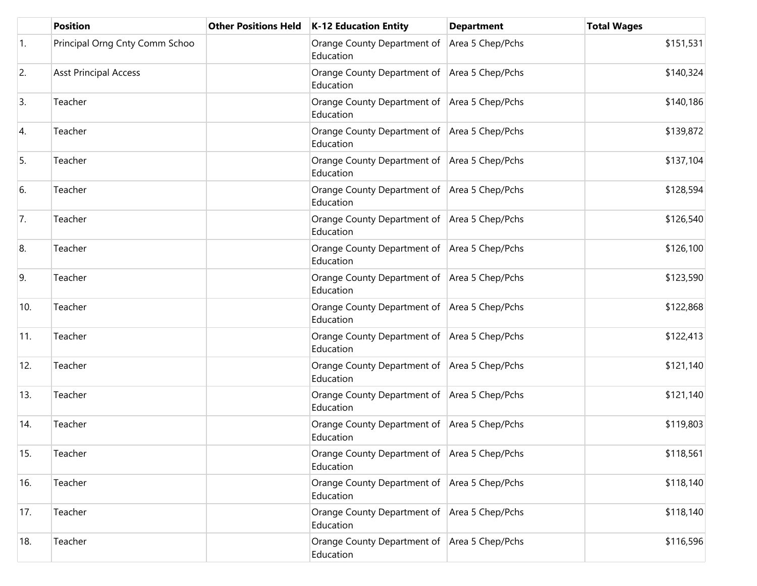| | Position | Other Positions Held | K-12 Education Entity | Department | Total Wages |
|---|---|---|---|---|---|
| 1. | Principal Orng Cnty Comm Schoo | | Orange County Department of Education | Area 5 Chep/Pchs | $151,531 |
| 2. | Asst Principal Access | | Orange County Department of Education | Area 5 Chep/Pchs | $140,324 |
| 3. | Teacher | | Orange County Department of Education | Area 5 Chep/Pchs | $140,186 |
| 4. | Teacher | | Orange County Department of Education | Area 5 Chep/Pchs | $139,872 |
| 5. | Teacher | | Orange County Department of Education | Area 5 Chep/Pchs | $137,104 |
| 6. | Teacher | | Orange County Department of Education | Area 5 Chep/Pchs | $128,594 |
| 7. | Teacher | | Orange County Department of Education | Area 5 Chep/Pchs | $126,540 |
| 8. | Teacher | | Orange County Department of Education | Area 5 Chep/Pchs | $126,100 |
| 9. | Teacher | | Orange County Department of Education | Area 5 Chep/Pchs | $123,590 |
| 10. | Teacher | | Orange County Department of Education | Area 5 Chep/Pchs | $122,868 |
| 11. | Teacher | | Orange County Department of Education | Area 5 Chep/Pchs | $122,413 |
| 12. | Teacher | | Orange County Department of Education | Area 5 Chep/Pchs | $121,140 |
| 13. | Teacher | | Orange County Department of Education | Area 5 Chep/Pchs | $121,140 |
| 14. | Teacher | | Orange County Department of Education | Area 5 Chep/Pchs | $119,803 |
| 15. | Teacher | | Orange County Department of Education | Area 5 Chep/Pchs | $118,561 |
| 16. | Teacher | | Orange County Department of Education | Area 5 Chep/Pchs | $118,140 |
| 17. | Teacher | | Orange County Department of Education | Area 5 Chep/Pchs | $118,140 |
| 18. | Teacher | | Orange County Department of Education | Area 5 Chep/Pchs | $116,596 |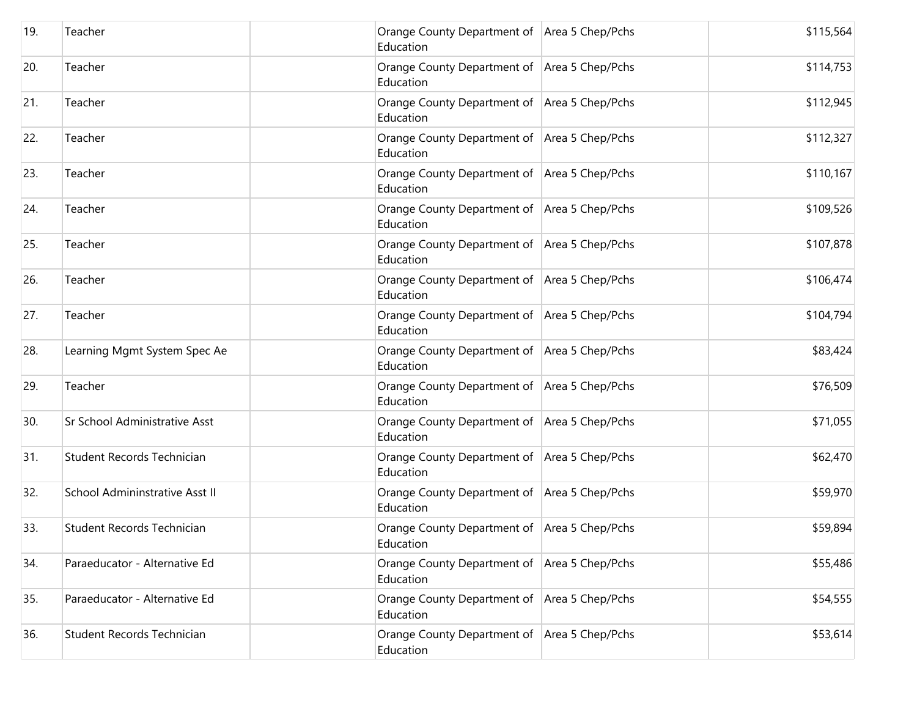| | | | | | |
|---|---|---|---|---|---|
| 19. | Teacher | | Orange County Department of Education | Area 5 Chep/Pchs | $115,564 |
| 20. | Teacher | | Orange County Department of Education | Area 5 Chep/Pchs | $114,753 |
| 21. | Teacher | | Orange County Department of Education | Area 5 Chep/Pchs | $112,945 |
| 22. | Teacher | | Orange County Department of Education | Area 5 Chep/Pchs | $112,327 |
| 23. | Teacher | | Orange County Department of Education | Area 5 Chep/Pchs | $110,167 |
| 24. | Teacher | | Orange County Department of Education | Area 5 Chep/Pchs | $109,526 |
| 25. | Teacher | | Orange County Department of Education | Area 5 Chep/Pchs | $107,878 |
| 26. | Teacher | | Orange County Department of Education | Area 5 Chep/Pchs | $106,474 |
| 27. | Teacher | | Orange County Department of Education | Area 5 Chep/Pchs | $104,794 |
| 28. | Learning Mgmt System Spec Ae | | Orange County Department of Education | Area 5 Chep/Pchs | $83,424 |
| 29. | Teacher | | Orange County Department of Education | Area 5 Chep/Pchs | $76,509 |
| 30. | Sr School Administrative Asst | | Orange County Department of Education | Area 5 Chep/Pchs | $71,055 |
| 31. | Student Records Technician | | Orange County Department of Education | Area 5 Chep/Pchs | $62,470 |
| 32. | School Admininstrative Asst II | | Orange County Department of Education | Area 5 Chep/Pchs | $59,970 |
| 33. | Student Records Technician | | Orange County Department of Education | Area 5 Chep/Pchs | $59,894 |
| 34. | Paraeducator - Alternative Ed | | Orange County Department of Education | Area 5 Chep/Pchs | $55,486 |
| 35. | Paraeducator - Alternative Ed | | Orange County Department of Education | Area 5 Chep/Pchs | $54,555 |
| 36. | Student Records Technician | | Orange County Department of Education | Area 5 Chep/Pchs | $53,614 |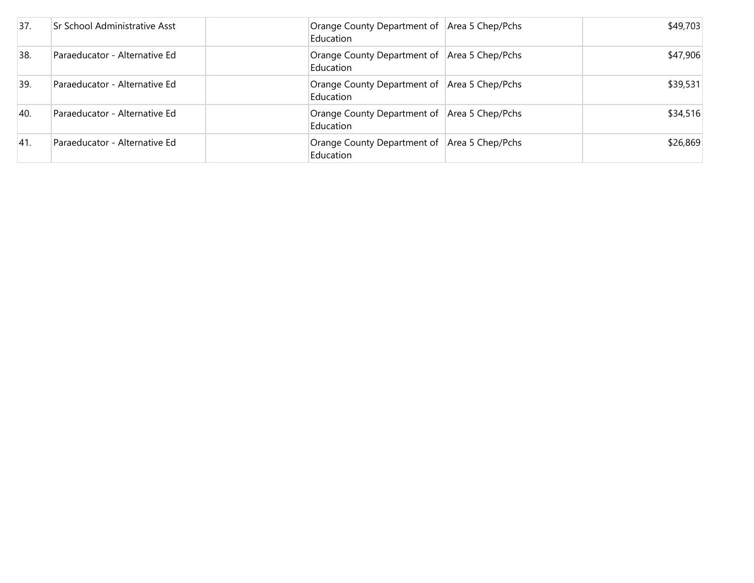| | | | | | |
|---|---|---|---|---|---|
| 37. | Sr School Administrative Asst | | Orange County Department of Education | Area 5 Chep/Pchs | $49,703 |
| 38. | Paraeducator - Alternative Ed | | Orange County Department of Education | Area 5 Chep/Pchs | $47,906 |
| 39. | Paraeducator - Alternative Ed | | Orange County Department of Education | Area 5 Chep/Pchs | $39,531 |
| 40. | Paraeducator - Alternative Ed | | Orange County Department of Education | Area 5 Chep/Pchs | $34,516 |
| 41. | Paraeducator - Alternative Ed | | Orange County Department of Education | Area 5 Chep/Pchs | $26,869 |